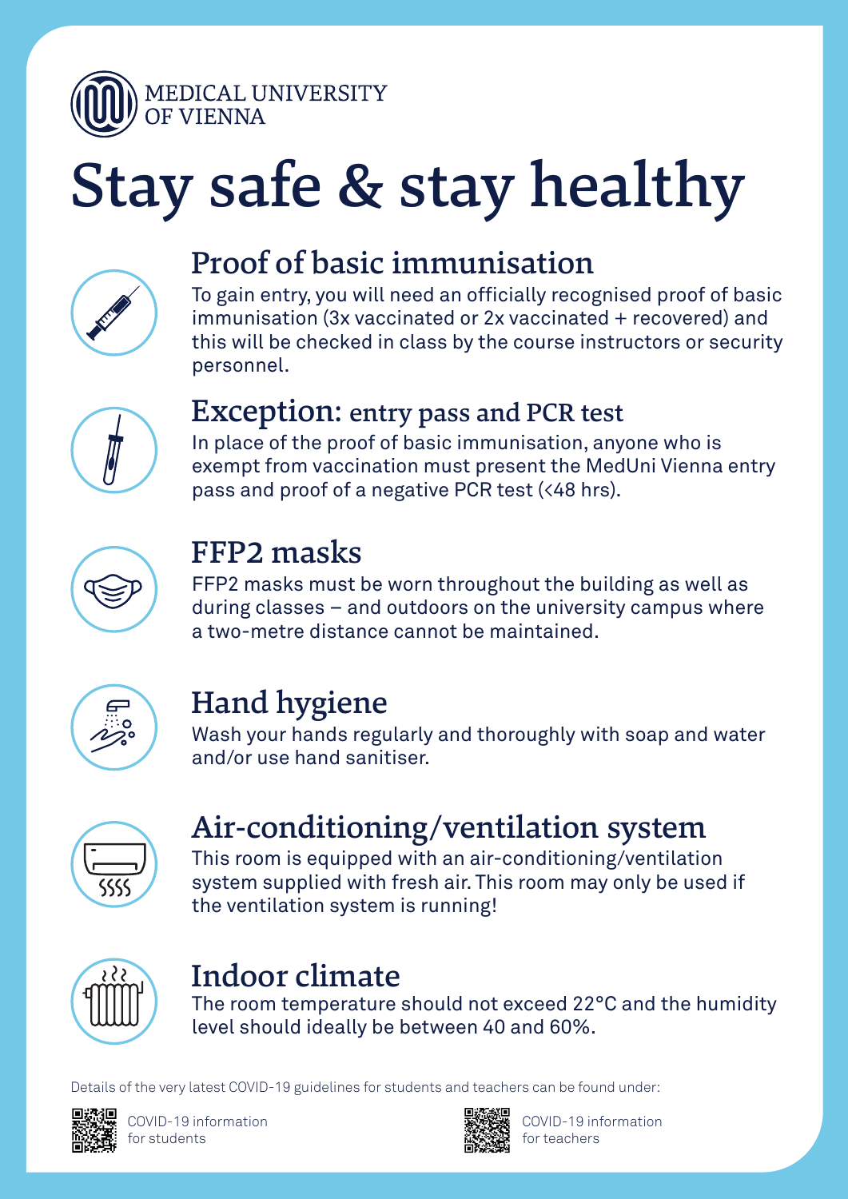MEDICAL UNIVERSITY OF VIENNA

# Stay safe & stay healthy

## Proof of basic immunisation

To gain entry, you will need an officially recognised proof of basic immunisation (3x vaccinated or 2x vaccinated + recovered) and this will be checked in class by the course instructors or security personnel.

## Exception: entry pass and PCR test

In place of the proof of basic immunisation, anyone who is exempt from vaccination must present the MedUni Vienna entry pass and proof of a negative PCR test (<48 hrs).

## FFP2 masks

FFP2 masks must be worn throughout the building as well as during classes – and outdoors on the university campus where a two-metre distance cannot be maintained.

## Hand hygiene

Wash your hands regularly and thoroughly with soap and water and/or use hand sanitiser.

## Air-conditioning/ventilation system

This room is equipped with an air-conditioning/ventilation system supplied with fresh air. This room may only be used if the ventilation system is running!

## Indoor climate

The room temperature should not exceed 22°C and the humidity level should ideally be between 40 and 60%.

Details of the very latest COVID-19 guidelines for students and teachers can be found under:

COVID-19 information for students

COVID-19 information for teachers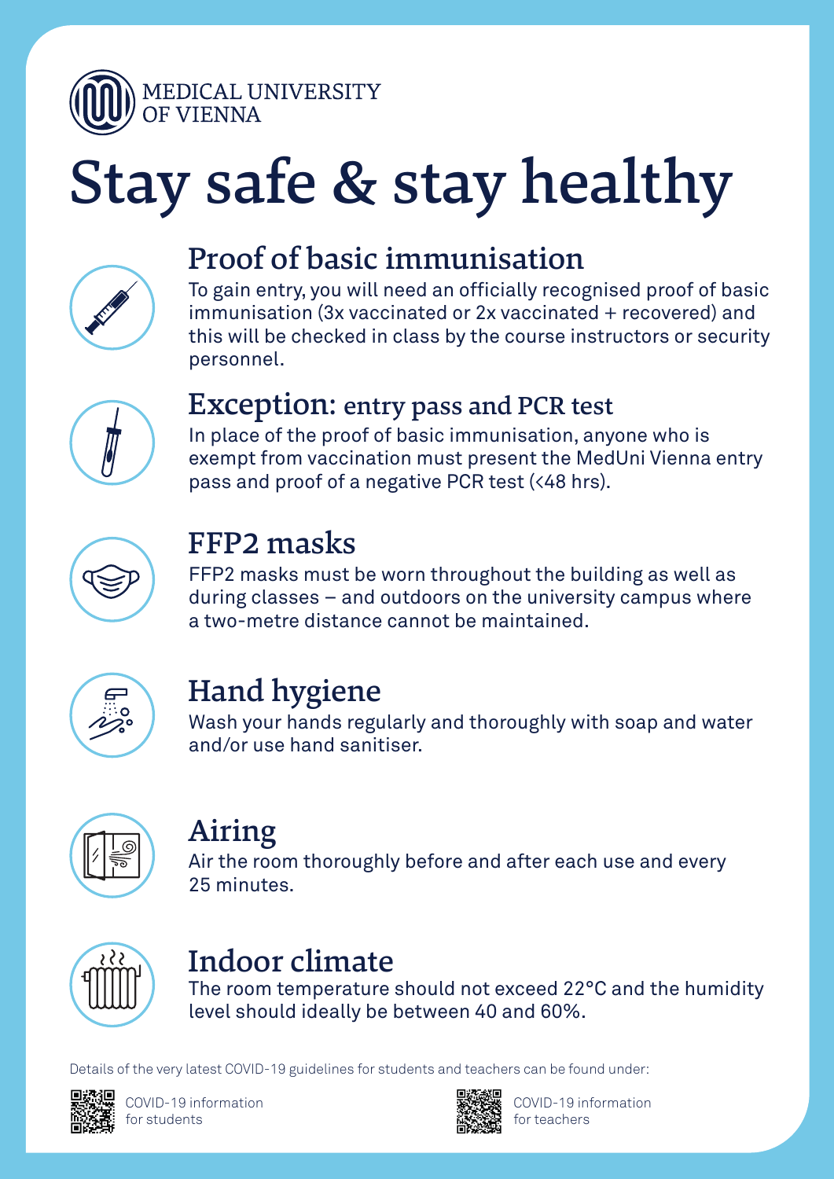MEDICAL UNIVERSITY OF VIENNA

# Stay safe & stay healthy

## Proof of basic immunisation

To gain entry, you will need an officially recognised proof of basic immunisation (3x vaccinated or 2x vaccinated + recovered) and this will be checked in class by the course instructors or security personnel.

## Exception: entry pass and PCR test

In place of the proof of basic immunisation, anyone who is exempt from vaccination must present the MedUni Vienna entry pass and proof of a negative PCR test (<48 hrs).

## FFP2 masks

FFP2 masks must be worn throughout the building as well as during classes – and outdoors on the university campus where a two-metre distance cannot be maintained.

## Hand hygiene

Wash your hands regularly and thoroughly with soap and water and/or use hand sanitiser.

## Airing

Air the room thoroughly before and after each use and every 25 minutes.

## Indoor climate

The room temperature should not exceed 22°C and the humidity level should ideally be between 40 and 60%.

Details of the very latest COVID-19 guidelines for students and teachers can be found under:

COVID-19 information for students

COVID-19 information for teachers